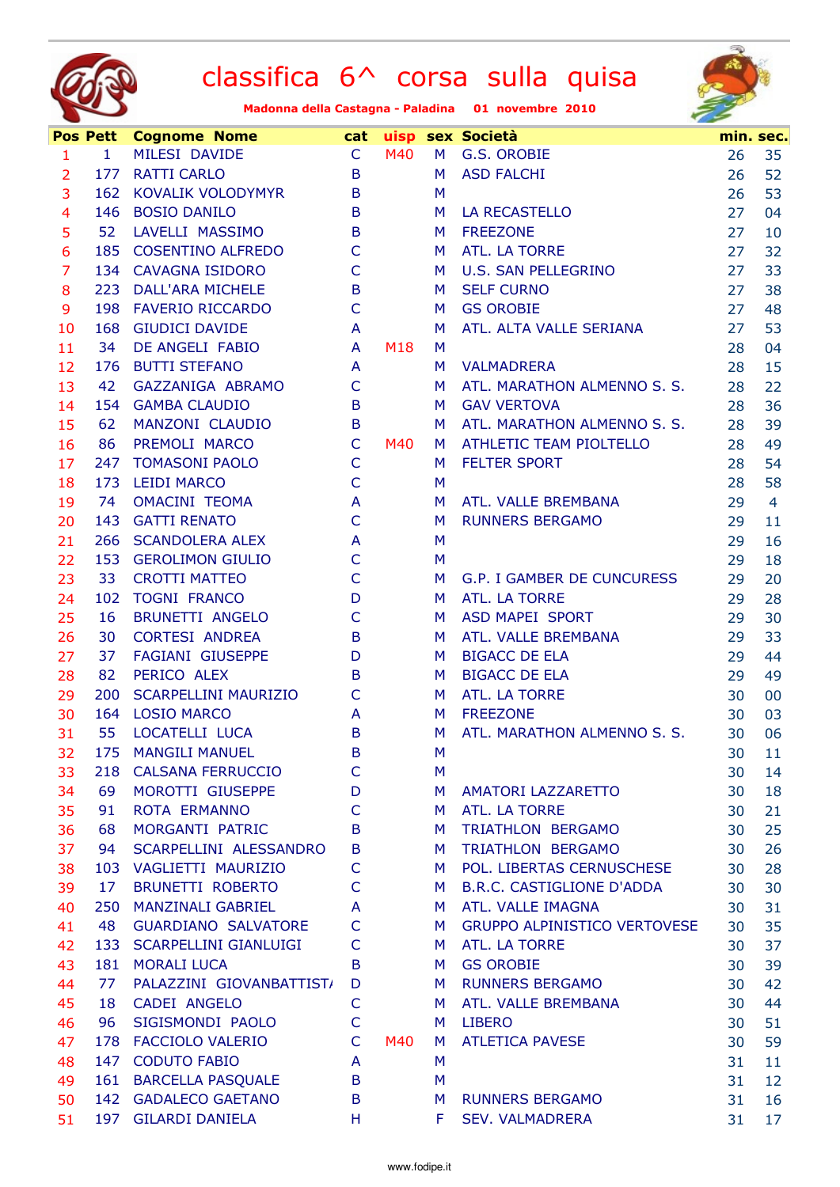# classifica 6^ corsa sulla quisa

**Madonna della Castagna - Paladina 01 novembre 2010**

| Pos | Pett | Cognome Nome | cat | uisp | sex | Società | min. | sec. |
|---|---|---|---|---|---|---|---|---|
| 1 | 1 | MILESI DAVIDE | C | M40 | M | G.S. OROBIE | 26 | 35 |
| 2 | 177 | RATTI CARLO | B | | M | ASD FALCHI | 26 | 52 |
| 3 | 162 | KOVALIK VOLODYMYR | B | | M | | 26 | 53 |
| 4 | 146 | BOSIO DANILO | B | | M | LA RECASTELLO | 27 | 04 |
| 5 | 52 | LAVELLI MASSIMO | B | | M | FREEZONE | 27 | 10 |
| 6 | 185 | COSENTINO ALFREDO | C | | M | ATL. LA TORRE | 27 | 32 |
| 7 | 134 | CAVAGNA ISIDORO | C | | M | U.S. SAN PELLEGRINO | 27 | 33 |
| 8 | 223 | DALL'ARA MICHELE | B | | M | SELF CURNO | 27 | 38 |
| 9 | 198 | FAVERIO RICCARDO | C | | M | GS OROBIE | 27 | 48 |
| 10 | 168 | GIUDICI DAVIDE | A | | M | ATL. ALTA VALLE SERIANA | 27 | 53 |
| 11 | 34 | DE ANGELI FABIO | A | M18 | M | | 28 | 04 |
| 12 | 176 | BUTTI STEFANO | A | | M | VALMADRERA | 28 | 15 |
| 13 | 42 | GAZZANIGA ABRAMO | C | | M | ATL. MARATHON ALMENNO S. S. | 28 | 22 |
| 14 | 154 | GAMBA CLAUDIO | B | | M | GAV VERTOVA | 28 | 36 |
| 15 | 62 | MANZONI CLAUDIO | B | | M | ATL. MARATHON ALMENNO S. S. | 28 | 39 |
| 16 | 86 | PREMOLI MARCO | C | M40 | M | ATHLETIC TEAM PIOLTELLO | 28 | 49 |
| 17 | 247 | TOMASONI PAOLO | C | | M | FELTER SPORT | 28 | 54 |
| 18 | 173 | LEIDI MARCO | C | | M | | 28 | 58 |
| 19 | 74 | OMACINI TEOMA | A | | M | ATL. VALLE BREMBANA | 29 | 4 |
| 20 | 143 | GATTI RENATO | C | | M | RUNNERS BERGAMO | 29 | 11 |
| 21 | 266 | SCANDOLERA ALEX | A | | M | | 29 | 16 |
| 22 | 153 | GEROLIMON GIULIO | C | | M | | 29 | 18 |
| 23 | 33 | CROTTI MATTEO | C | | M | G.P. I GAMBER DE CUNCURESS | 29 | 20 |
| 24 | 102 | TOGNI FRANCO | D | | M | ATL. LA TORRE | 29 | 28 |
| 25 | 16 | BRUNETTI ANGELO | C | | M | ASD MAPEI SPORT | 29 | 30 |
| 26 | 30 | CORTESI ANDREA | B | | M | ATL. VALLE BREMBANA | 29 | 33 |
| 27 | 37 | FAGIANI GIUSEPPE | D | | M | BIGACC DE ELA | 29 | 44 |
| 28 | 82 | PERICO ALEX | B | | M | BIGACC DE ELA | 29 | 49 |
| 29 | 200 | SCARPELLINI MAURIZIO | C | | M | ATL. LA TORRE | 30 | 00 |
| 30 | 164 | LOSIO MARCO | A | | M | FREEZONE | 30 | 03 |
| 31 | 55 | LOCATELLI LUCA | B | | M | ATL. MARATHON ALMENNO S. S. | 30 | 06 |
| 32 | 175 | MANGILI MANUEL | B | | M | | 30 | 11 |
| 33 | 218 | CALSANA FERRUCCIO | C | | M | | 30 | 14 |
| 34 | 69 | MOROTTI GIUSEPPE | D | | M | AMATORI LAZZARETTO | 30 | 18 |
| 35 | 91 | ROTA ERMANNO | C | | M | ATL. LA TORRE | 30 | 21 |
| 36 | 68 | MORGANTI PATRIC | B | | M | TRIATHLON BERGAMO | 30 | 25 |
| 37 | 94 | SCARPELLINI ALESSANDRO | B | | M | TRIATHLON BERGAMO | 30 | 26 |
| 38 | 103 | VAGLIETTI MAURIZIO | C | | M | POL. LIBERTAS CERNUSCHESE | 30 | 28 |
| 39 | 17 | BRUNETTI ROBERTO | C | | M | B.R.C. CASTIGLIONE D'ADDA | 30 | 30 |
| 40 | 250 | MANZINALI GABRIEL | A | | M | ATL. VALLE IMAGNA | 30 | 31 |
| 41 | 48 | GUARDIANO SALVATORE | C | | M | GRUPPO ALPINISTICO VERTOVESE | 30 | 35 |
| 42 | 133 | SCARPELLINI GIANLUIGI | C | | M | ATL. LA TORRE | 30 | 37 |
| 43 | 181 | MORALI LUCA | B | | M | GS OROBIE | 30 | 39 |
| 44 | 77 | PALAZZINI GIOVANBATTIST/ | D | | M | RUNNERS BERGAMO | 30 | 42 |
| 45 | 18 | CADEI ANGELO | C | | M | ATL. VALLE BREMBANA | 30 | 44 |
| 46 | 96 | SIGISMONDI PAOLO | C | | M | LIBERO | 30 | 51 |
| 47 | 178 | FACCIOLO VALERIO | C | M40 | M | ATLETICA PAVESE | 30 | 59 |
| 48 | 147 | CODUTO FABIO | A | | M | | 31 | 11 |
| 49 | 161 | BARCELLA PASQUALE | B | | M | | 31 | 12 |
| 50 | 142 | GADALECO GAETANO | B | | M | RUNNERS BERGAMO | 31 | 16 |
| 51 | 197 | GILARDI DANIELA | H | | F | SEV. VALMADRERA | 31 | 17 |

www.fodipe.it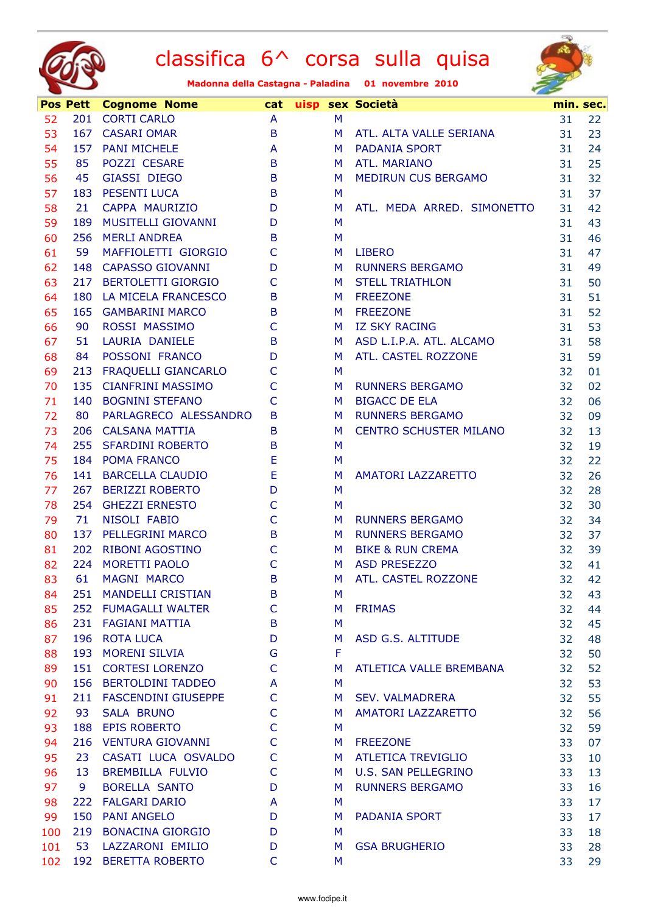# classifica 6^ corsa sulla quisa

**Madonna della Castagna - Paladina 01 novembre 2010**

| Pos | Pett | Cognome Nome | cat | uisp | sex | Società | min. | sec. |
|---|---|---|---|---|---|---|---|---|
| 52 | 201 | CORTI CARLO | A | | M | | 31 | 22 |
| 53 | 167 | CASARI OMAR | B | | M | ATL. ALTA VALLE SERIANA | 31 | 23 |
| 54 | 157 | PANI MICHELE | A | | M | PADANIA SPORT | 31 | 24 |
| 55 | 85 | POZZI CESARE | B | | M | ATL. MARIANO | 31 | 25 |
| 56 | 45 | GIASSI DIEGO | B | | M | MEDIRUN CUS BERGAMO | 31 | 32 |
| 57 | 183 | PESENTI LUCA | B | | M | | 31 | 37 |
| 58 | 21 | CAPPA MAURIZIO | D | | M | ATL. MEDA ARRED. SIMONETTO | 31 | 42 |
| 59 | 189 | MUSITELLI GIOVANNI | D | | M | | 31 | 43 |
| 60 | 256 | MERLI ANDREA | B | | M | | 31 | 46 |
| 61 | 59 | MAFFIOLETTI GIORGIO | C | | M | LIBERO | 31 | 47 |
| 62 | 148 | CAPASSO GIOVANNI | D | | M | RUNNERS BERGAMO | 31 | 49 |
| 63 | 217 | BERTOLETTI GIORGIO | C | | M | STELL TRIATHLON | 31 | 50 |
| 64 | 180 | LA MICELA FRANCESCO | B | | M | FREEZONE | 31 | 51 |
| 65 | 165 | GAMBARINI MARCO | B | | M | FREEZONE | 31 | 52 |
| 66 | 90 | ROSSI MASSIMO | C | | M | IZ SKY RACING | 31 | 53 |
| 67 | 51 | LAURIA DANIELE | B | | M | ASD L.I.P.A. ATL. ALCAMO | 31 | 58 |
| 68 | 84 | POSSONI FRANCO | D | | M | ATL. CASTEL ROZZONE | 31 | 59 |
| 69 | 213 | FRAQUELLI GIANCARLO | C | | M | | 32 | 01 |
| 70 | 135 | CIANFRINI MASSIMO | C | | M | RUNNERS BERGAMO | 32 | 02 |
| 71 | 140 | BOGNINI STEFANO | C | | M | BIGACC DE ELA | 32 | 06 |
| 72 | 80 | PARLAGRECO ALESSANDRO | B | | M | RUNNERS BERGAMO | 32 | 09 |
| 73 | 206 | CALSANA MATTIA | B | | M | CENTRO SCHUSTER MILANO | 32 | 13 |
| 74 | 255 | SFARDINI ROBERTO | B | | M | | 32 | 19 |
| 75 | 184 | POMA FRANCO | E | | M | | 32 | 22 |
| 76 | 141 | BARCELLA CLAUDIO | E | | M | AMATORI LAZZARETTO | 32 | 26 |
| 77 | 267 | BERIZZI ROBERTO | D | | M | | 32 | 28 |
| 78 | 254 | GHEZZI ERNESTO | C | | M | | 32 | 30 |
| 79 | 71 | NISOLI FABIO | C | | M | RUNNERS BERGAMO | 32 | 34 |
| 80 | 137 | PELLEGRINI MARCO | B | | M | RUNNERS BERGAMO | 32 | 37 |
| 81 | 202 | RIBONI AGOSTINO | C | | M | BIKE & RUN CREMA | 32 | 39 |
| 82 | 224 | MORETTI PAOLO | C | | M | ASD PRESEZZO | 32 | 41 |
| 83 | 61 | MAGNI MARCO | B | | M | ATL. CASTEL ROZZONE | 32 | 42 |
| 84 | 251 | MANDELLI CRISTIAN | B | | M | | 32 | 43 |
| 85 | 252 | FUMAGALLI WALTER | C | | M | FRIMAS | 32 | 44 |
| 86 | 231 | FAGIANI MATTIA | B | | M | | 32 | 45 |
| 87 | 196 | ROTA LUCA | D | | M | ASD G.S. ALTITUDE | 32 | 48 |
| 88 | 193 | MORENI SILVIA | G | | F | | 32 | 50 |
| 89 | 151 | CORTESI LORENZO | C | | M | ATLETICA VALLE BREMBANA | 32 | 52 |
| 90 | 156 | BERTOLDINI TADDEO | A | | M | | 32 | 53 |
| 91 | 211 | FASCENDINI GIUSEPPE | C | | M | SEV. VALMADRERA | 32 | 55 |
| 92 | 93 | SALA BRUNO | C | | M | AMATORI LAZZARETTO | 32 | 56 |
| 93 | 188 | EPIS ROBERTO | C | | M | | 32 | 59 |
| 94 | 216 | VENTURA GIOVANNI | C | | M | FREEZONE | 33 | 07 |
| 95 | 23 | CASATI LUCA OSVALDO | C | | M | ATLETICA TREVIGLIO | 33 | 10 |
| 96 | 13 | BREMBILLA FULVIO | C | | M | U.S. SAN PELLEGRINO | 33 | 13 |
| 97 | 9 | BORELLA SANTO | D | | M | RUNNERS BERGAMO | 33 | 16 |
| 98 | 222 | FALGARI DARIO | A | | M | | 33 | 17 |
| 99 | 150 | PANI ANGELO | D | | M | PADANIA SPORT | 33 | 17 |
| 100 | 219 | BONACINA GIORGIO | D | | M | | 33 | 18 |
| 101 | 53 | LAZZARONI EMILIO | D | | M | GSA BRUGHERIO | 33 | 28 |
| 102 | 192 | BERETTA ROBERTO | C | | M | | 33 | 29 |

www.fodipe.it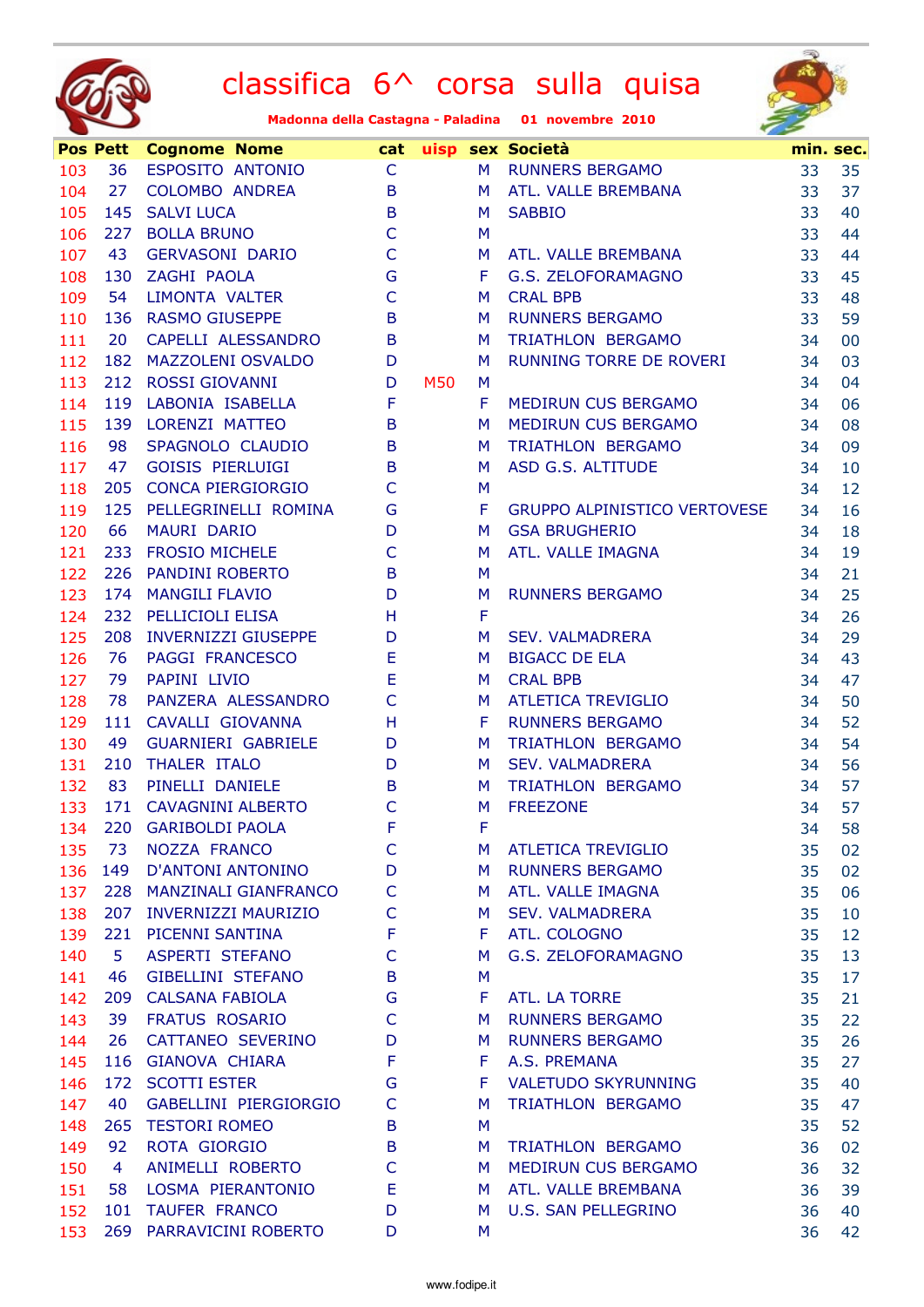# classifica 6^ corsa sulla quisa

**Madonna della Castagna - Paladina 01 novembre 2010**

| Pos | Pett | Cognome Nome | cat | uisp | sex | Società | min. | sec. |
|---|---|---|---|---|---|---|---|---|
| 103 | 36 | ESPOSITO ANTONIO | C | | M | RUNNERS BERGAMO | 33 | 35 |
| 104 | 27 | COLOMBO ANDREA | B | | M | ATL. VALLE BREMBANA | 33 | 37 |
| 105 | 145 | SALVI LUCA | B | | M | SABBIO | 33 | 40 |
| 106 | 227 | BOLLA BRUNO | C | | M | | 33 | 44 |
| 107 | 43 | GERVASONI DARIO | C | | M | ATL. VALLE BREMBANA | 33 | 44 |
| 108 | 130 | ZAGHI PAOLA | G | | F | G.S. ZELOFORAMAGNO | 33 | 45 |
| 109 | 54 | LIMONTA VALTER | C | | M | CRAL BPB | 33 | 48 |
| 110 | 136 | RASMO GIUSEPPE | B | | M | RUNNERS BERGAMO | 33 | 59 |
| 111 | 20 | CAPELLI ALESSANDRO | B | | M | TRIATHLON BERGAMO | 34 | 00 |
| 112 | 182 | MAZZOLENI OSVALDO | D | | M | RUNNING TORRE DE ROVERI | 34 | 03 |
| 113 | 212 | ROSSI GIOVANNI | D | M50 | M | | 34 | 04 |
| 114 | 119 | LABONIA ISABELLA | F | | F | MEDIRUN CUS BERGAMO | 34 | 06 |
| 115 | 139 | LORENZI MATTEO | B | | M | MEDIRUN CUS BERGAMO | 34 | 08 |
| 116 | 98 | SPAGNOLO CLAUDIO | B | | M | TRIATHLON BERGAMO | 34 | 09 |
| 117 | 47 | GOISIS PIERLUIGI | B | | M | ASD G.S. ALTITUDE | 34 | 10 |
| 118 | 205 | CONCA PIERGIORGIO | C | | M | | 34 | 12 |
| 119 | 125 | PELLEGRINELLI ROMINA | G | | F | GRUPPO ALPINISTICO VERTOVESE | 34 | 16 |
| 120 | 66 | MAURI DARIO | D | | M | GSA BRUGHERIO | 34 | 18 |
| 121 | 233 | FROSIO MICHELE | C | | M | ATL. VALLE IMAGNA | 34 | 19 |
| 122 | 226 | PANDINI ROBERTO | B | | M | | 34 | 21 |
| 123 | 174 | MANGILI FLAVIO | D | | M | RUNNERS BERGAMO | 34 | 25 |
| 124 | 232 | PELLICIOLI ELISA | H | | F | | 34 | 26 |
| 125 | 208 | INVERNIZZI GIUSEPPE | D | | M | SEV. VALMADRERA | 34 | 29 |
| 126 | 76 | PAGGI FRANCESCO | E | | M | BIGACC DE ELA | 34 | 43 |
| 127 | 79 | PAPINI LIVIO | E | | M | CRAL BPB | 34 | 47 |
| 128 | 78 | PANZERA ALESSANDRO | C | | M | ATLETICA TREVIGLIO | 34 | 50 |
| 129 | 111 | CAVALLI GIOVANNA | H | | F | RUNNERS BERGAMO | 34 | 52 |
| 130 | 49 | GUARNIERI GABRIELE | D | | M | TRIATHLON BERGAMO | 34 | 54 |
| 131 | 210 | THALER ITALO | D | | M | SEV. VALMADRERA | 34 | 56 |
| 132 | 83 | PINELLI DANIELE | B | | M | TRIATHLON BERGAMO | 34 | 57 |
| 133 | 171 | CAVAGNINI ALBERTO | C | | M | FREEZONE | 34 | 57 |
| 134 | 220 | GARIBOLDI PAOLA | F | | F | | 34 | 58 |
| 135 | 73 | NOZZA FRANCO | C | | M | ATLETICA TREVIGLIO | 35 | 02 |
| 136 | 149 | D'ANTONI ANTONINO | D | | M | RUNNERS BERGAMO | 35 | 02 |
| 137 | 228 | MANZINALI GIANFRANCO | C | | M | ATL. VALLE IMAGNA | 35 | 06 |
| 138 | 207 | INVERNIZZI MAURIZIO | C | | M | SEV. VALMADRERA | 35 | 10 |
| 139 | 221 | PICENNI SANTINA | F | | F | ATL. COLOGNO | 35 | 12 |
| 140 | 5 | ASPERTI STEFANO | C | | M | G.S. ZELOFORAMAGNO | 35 | 13 |
| 141 | 46 | GIBELLINI STEFANO | B | | M | | 35 | 17 |
| 142 | 209 | CALSANA FABIOLA | G | | F | ATL. LA TORRE | 35 | 21 |
| 143 | 39 | FRATUS ROSARIO | C | | M | RUNNERS BERGAMO | 35 | 22 |
| 144 | 26 | CATTANEO SEVERINO | D | | M | RUNNERS BERGAMO | 35 | 26 |
| 145 | 116 | GIANOVA CHIARA | F | | F | A.S. PREMANA | 35 | 27 |
| 146 | 172 | SCOTTI ESTER | G | | F | VALETUDO SKYRUNNING | 35 | 40 |
| 147 | 40 | GABELLINI PIERGIORGIO | C | | M | TRIATHLON BERGAMO | 35 | 47 |
| 148 | 265 | TESTORI ROMEO | B | | M | | 35 | 52 |
| 149 | 92 | ROTA GIORGIO | B | | M | TRIATHLON BERGAMO | 36 | 02 |
| 150 | 4 | ANIMELLI ROBERTO | C | | M | MEDIRUN CUS BERGAMO | 36 | 32 |
| 151 | 58 | LOSMA PIERANTONIO | E | | M | ATL. VALLE BREMBANA | 36 | 39 |
| 152 | 101 | TAUFER FRANCO | D | | M | U.S. SAN PELLEGRINO | 36 | 40 |
| 153 | 269 | PARRAVICINI ROBERTO | D | | M | | 36 | 42 |

www.fodipe.it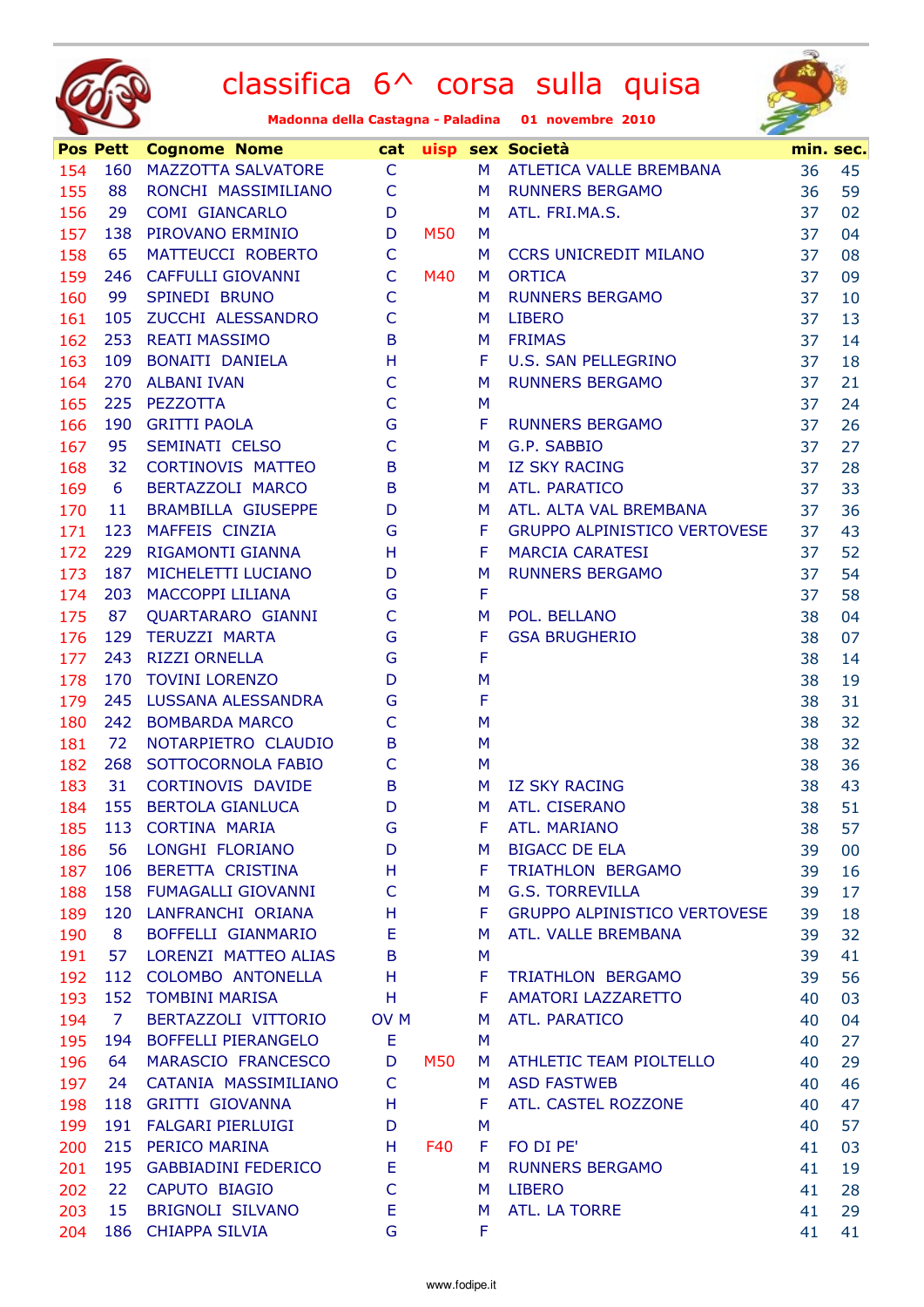# classifica 6^ corsa sulla quisa

**Madonna della Castagna - Paladina 01 novembre 2010**

| Pos | Pett | Cognome Nome | cat | uisp | sex | Società | min. | sec. |
|---|---|---|---|---|---|---|---|---|
| 154 | 160 | MAZZOTTA SALVATORE | C | | M | ATLETICA VALLE BREMBANA | 36 | 45 |
| 155 | 88 | RONCHI MASSIMILIANO | C | | M | RUNNERS BERGAMO | 36 | 59 |
| 156 | 29 | COMI GIANCARLO | D | | M | ATL. FRI.MA.S. | 37 | 02 |
| 157 | 138 | PIROVANO ERMINIO | D | M50 | M | | 37 | 04 |
| 158 | 65 | MATTEUCCI ROBERTO | C | | M | CCRS UNICREDIT MILANO | 37 | 08 |
| 159 | 246 | CAFFULLI GIOVANNI | C | M40 | M | ORTICA | 37 | 09 |
| 160 | 99 | SPINEDI BRUNO | C | | M | RUNNERS BERGAMO | 37 | 10 |
| 161 | 105 | ZUCCHI ALESSANDRO | C | | M | LIBERO | 37 | 13 |
| 162 | 253 | REATI MASSIMO | B | | M | FRIMAS | 37 | 14 |
| 163 | 109 | BONAITI DANIELA | H | | F | U.S. SAN PELLEGRINO | 37 | 18 |
| 164 | 270 | ALBANI IVAN | C | | M | RUNNERS BERGAMO | 37 | 21 |
| 165 | 225 | PEZZOTTA | C | | M | | 37 | 24 |
| 166 | 190 | GRITTI PAOLA | G | | F | RUNNERS BERGAMO | 37 | 26 |
| 167 | 95 | SEMINATI CELSO | C | | M | G.P. SABBIO | 37 | 27 |
| 168 | 32 | CORTINOVIS MATTEO | B | | M | IZ SKY RACING | 37 | 28 |
| 169 | 6 | BERTAZZOLI MARCO | B | | M | ATL. PARATICO | 37 | 33 |
| 170 | 11 | BRAMBILLA GIUSEPPE | D | | M | ATL. ALTA VAL BREMBANA | 37 | 36 |
| 171 | 123 | MAFFEIS CINZIA | G | | F | GRUPPO ALPINISTICO VERTOVESE | 37 | 43 |
| 172 | 229 | RIGAMONTI GIANNA | H | | F | MARCIA CARATESI | 37 | 52 |
| 173 | 187 | MICHELETTI LUCIANO | D | | M | RUNNERS BERGAMO | 37 | 54 |
| 174 | 203 | MACCOPPI LILIANA | G | | F | | 37 | 58 |
| 175 | 87 | QUARTARARO GIANNI | C | | M | POL. BELLANO | 38 | 04 |
| 176 | 129 | TERUZZI MARTA | G | | F | GSA BRUGHERIO | 38 | 07 |
| 177 | 243 | RIZZI ORNELLA | G | | F | | 38 | 14 |
| 178 | 170 | TOVINI LORENZO | D | | M | | 38 | 19 |
| 179 | 245 | LUSSANA ALESSANDRA | G | | F | | 38 | 31 |
| 180 | 242 | BOMBARDA MARCO | C | | M | | 38 | 32 |
| 181 | 72 | NOTARPIETRO CLAUDIO | B | | M | | 38 | 32 |
| 182 | 268 | SOTTOCORNOLA FABIO | C | | M | | 38 | 36 |
| 183 | 31 | CORTINOVIS DAVIDE | B | | M | IZ SKY RACING | 38 | 43 |
| 184 | 155 | BERTOLA GIANLUCA | D | | M | ATL. CISERANO | 38 | 51 |
| 185 | 113 | CORTINA MARIA | G | | F | ATL. MARIANO | 38 | 57 |
| 186 | 56 | LONGHI FLORIANO | D | | M | BIGACC DE ELA | 39 | 00 |
| 187 | 106 | BERETTA CRISTINA | H | | F | TRIATHLON BERGAMO | 39 | 16 |
| 188 | 158 | FUMAGALLI GIOVANNI | C | | M | G.S. TORREVILLA | 39 | 17 |
| 189 | 120 | LANFRANCHI ORIANA | H | | F | GRUPPO ALPINISTICO VERTOVESE | 39 | 18 |
| 190 | 8 | BOFFELLI GIANMARIO | E | | M | ATL. VALLE BREMBANA | 39 | 32 |
| 191 | 57 | LORENZI MATTEO ALIAS | B | | M | | 39 | 41 |
| 192 | 112 | COLOMBO ANTONELLA | H | | F | TRIATHLON BERGAMO | 39 | 56 |
| 193 | 152 | TOMBINI MARISA | H | | F | AMATORI LAZZARETTO | 40 | 03 |
| 194 | 7 | BERTAZZOLI VITTORIO | OV M | | M | ATL. PARATICO | 40 | 04 |
| 195 | 194 | BOFFELLI PIERANGELO | E | | M | | 40 | 27 |
| 196 | 64 | MARASCIO FRANCESCO | D | M50 | M | ATHLETIC TEAM PIOLTELLO | 40 | 29 |
| 197 | 24 | CATANIA MASSIMILIANO | C | | M | ASD FASTWEB | 40 | 46 |
| 198 | 118 | GRITTI GIOVANNA | H | | F | ATL. CASTEL ROZZONE | 40 | 47 |
| 199 | 191 | FALGARI PIERLUIGI | D | | M | | 40 | 57 |
| 200 | 215 | PERICO MARINA | H | F40 | F | FO DI PE' | 41 | 03 |
| 201 | 195 | GABBIADINI FEDERICO | E | | M | RUNNERS BERGAMO | 41 | 19 |
| 202 | 22 | CAPUTO BIAGIO | C | | M | LIBERO | 41 | 28 |
| 203 | 15 | BRIGNOLI SILVANO | E | | M | ATL. LA TORRE | 41 | 29 |
| 204 | 186 | CHIAPPA SILVIA | G | | F | | 41 | 41 |

www.fodipe.it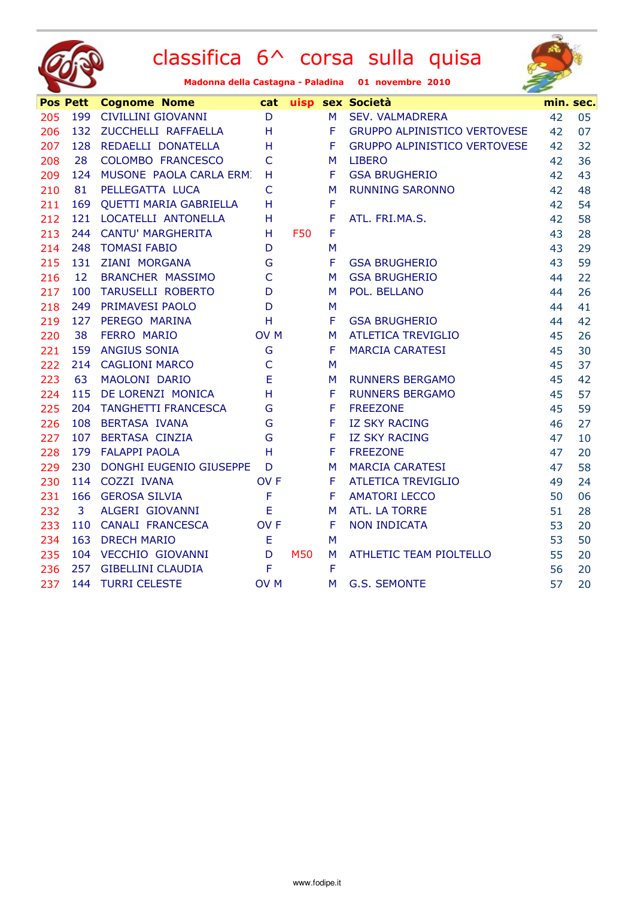# classifica 6^ corsa sulla quisa

**Madonna della Castagna - Paladina 01 novembre 2010**

| Pos | Pett | Cognome Nome | cat | uisp | sex | Società | min. | sec. |
|---|---|---|---|---|---|---|---|---|
| 205 | 199 | CIVILLINI GIOVANNI | D | | M | SEV. VALMADRERA | 42 | 05 |
| 206 | 132 | ZUCCHELLI RAFFAELLA | H | | F | GRUPPO ALPINISTICO VERTOVESE | 42 | 07 |
| 207 | 128 | REDAELLI DONATELLA | H | | F | GRUPPO ALPINISTICO VERTOVESE | 42 | 32 |
| 208 | 28 | COLOMBO FRANCESCO | C | | M | LIBERO | 42 | 36 |
| 209 | 124 | MUSONE PAOLA CARLA ERM. | H | | F | GSA BRUGHERIO | 42 | 43 |
| 210 | 81 | PELLEGATTA LUCA | C | | M | RUNNING SARONNO | 42 | 48 |
| 211 | 169 | QUETTI MARIA GABRIELLA | H | | F | | 42 | 54 |
| 212 | 121 | LOCATELLI ANTONELLA | H | | F | ATL. FRI.MA.S. | 42 | 58 |
| 213 | 244 | CANTU' MARGHERITA | H | F50 | F | | 43 | 28 |
| 214 | 248 | TOMASI FABIO | D | | M | | 43 | 29 |
| 215 | 131 | ZIANI MORGANA | G | | F | GSA BRUGHERIO | 43 | 59 |
| 216 | 12 | BRANCHER MASSIMO | C | | M | GSA BRUGHERIO | 44 | 22 |
| 217 | 100 | TARUSELLI ROBERTO | D | | M | POL. BELLANO | 44 | 26 |
| 218 | 249 | PRIMAVESI PAOLO | D | | M | | 44 | 41 |
| 219 | 127 | PEREGO MARINA | H | | F | GSA BRUGHERIO | 44 | 42 |
| 220 | 38 | FERRO MARIO | OV M | | M | ATLETICA TREVIGLIO | 45 | 26 |
| 221 | 159 | ANGIUS SONIA | G | | F | MARCIA CARATESI | 45 | 30 |
| 222 | 214 | CAGLIONI MARCO | C | | M | | 45 | 37 |
| 223 | 63 | MAOLONI DARIO | E | | M | RUNNERS BERGAMO | 45 | 42 |
| 224 | 115 | DE LORENZI MONICA | H | | F | RUNNERS BERGAMO | 45 | 57 |
| 225 | 204 | TANGHETTI FRANCESCA | G | | F | FREEZONE | 45 | 59 |
| 226 | 108 | BERTASA IVANA | G | | F | IZ SKY RACING | 46 | 27 |
| 227 | 107 | BERTASA CINZIA | G | | F | IZ SKY RACING | 47 | 10 |
| 228 | 179 | FALAPPI PAOLA | H | | F | FREEZONE | 47 | 20 |
| 229 | 230 | DONGHI EUGENIO GIUSEPPE | D | | M | MARCIA CARATESI | 47 | 58 |
| 230 | 114 | COZZI IVANA | OV F | | F | ATLETICA TREVIGLIO | 49 | 24 |
| 231 | 166 | GEROSA SILVIA | F | | F | AMATORI LECCO | 50 | 06 |
| 232 | 3 | ALGERI GIOVANNI | E | | M | ATL. LA TORRE | 51 | 28 |
| 233 | 110 | CANALI FRANCESCA | OV F | | F | NON INDICATA | 53 | 20 |
| 234 | 163 | DRECH MARIO | E | | M | | 53 | 50 |
| 235 | 104 | VECCHIO GIOVANNI | D | M50 | M | ATHLETIC TEAM PIOLTELLO | 55 | 20 |
| 236 | 257 | GIBELLINI CLAUDIA | F | | F | | 56 | 20 |
| 237 | 144 | TURRI CELESTE | OV M | | M | G.S. SEMONTE | 57 | 20 |

www.fodipe.it